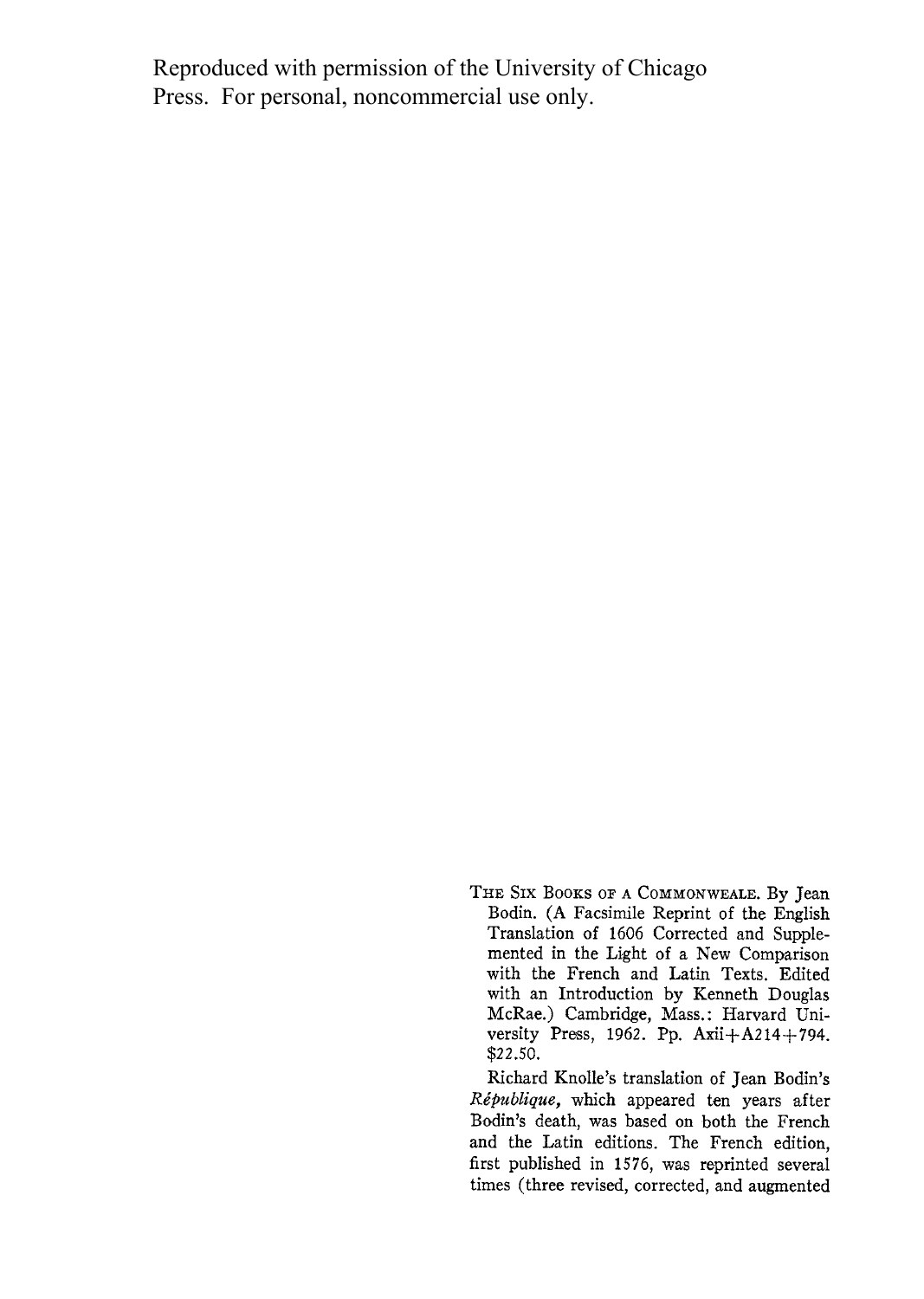Reproduced with permission of the University of Chicago Press. For personal, noncommercial use only.

THE SIX BOOKS OF A COMMONWEALE. By Jean Bodin. (A Facsimile Reprint of the English Translation of 1606 Corrected and Supplemented in the Light of a New Comparison with the French and Latin Texts. Edited with an Introduction by Kenneth Douglas McRae.) Cambridge, Mass.: Harvard University Press, 1962. Pp. Axii+A214+794. $22.50.

Richard Knolle's translation of Jean Bodin's *République,* which appeared ten years after Bodin's death, was based on both the French and the Latin editions. The French edition, first published in 1576, was reprinted several times (three revised, corrected, and augmented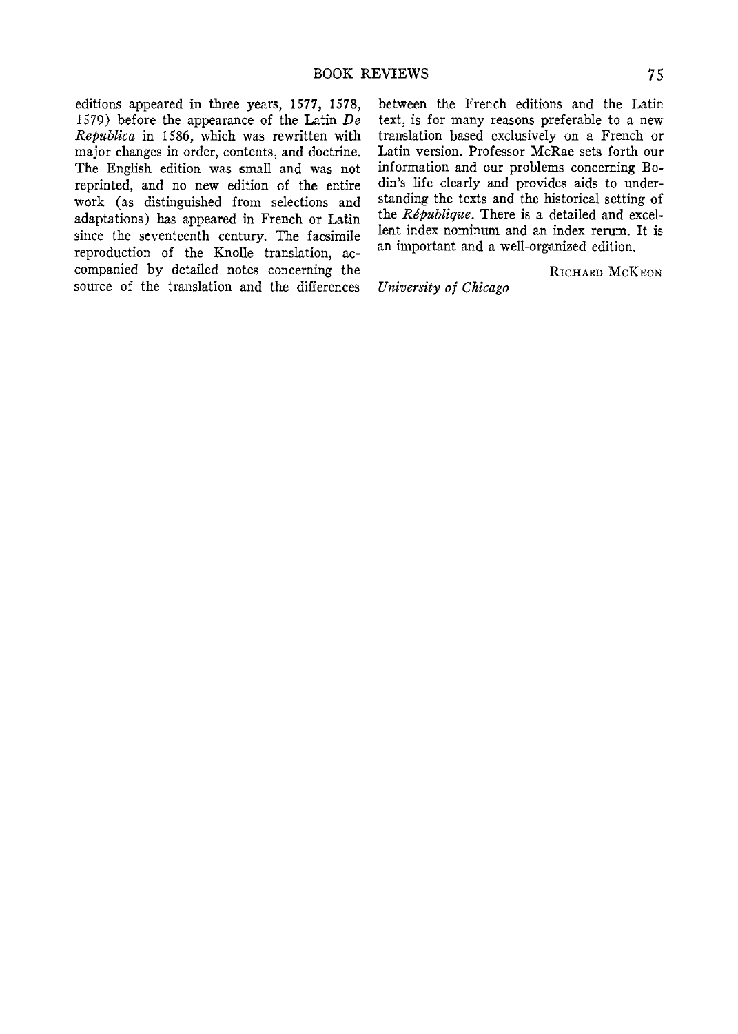editions appeared in three years, 1577, 1578, 1579) before the appearance of the Latin *De Republica* in 1586, which was rewritten with major changes in order, contents, and doctrine. The English edition was small and was not reprinted, and no new edition of the entire work (as distinguished from selections and adaptations) has appeared in French or Latin since the seventeenth century. The facsimile reproduction of the Knolle translation, accompanied by detailed notes concerning the source of the translation and the differences between the French editions and the Latin text, is for many reasons preferable to a new translation based exclusively on a French or Latin version. Professor McRae sets forth our information and our problems concerning Bodin's life clearly and provides aids to understanding the texts and the historical setting of the *République*. There is a detailed and excellent index nominum and an index rerum. It is an important and a well-organized edition.

RICHARD MCKEON

*University of Chicago*